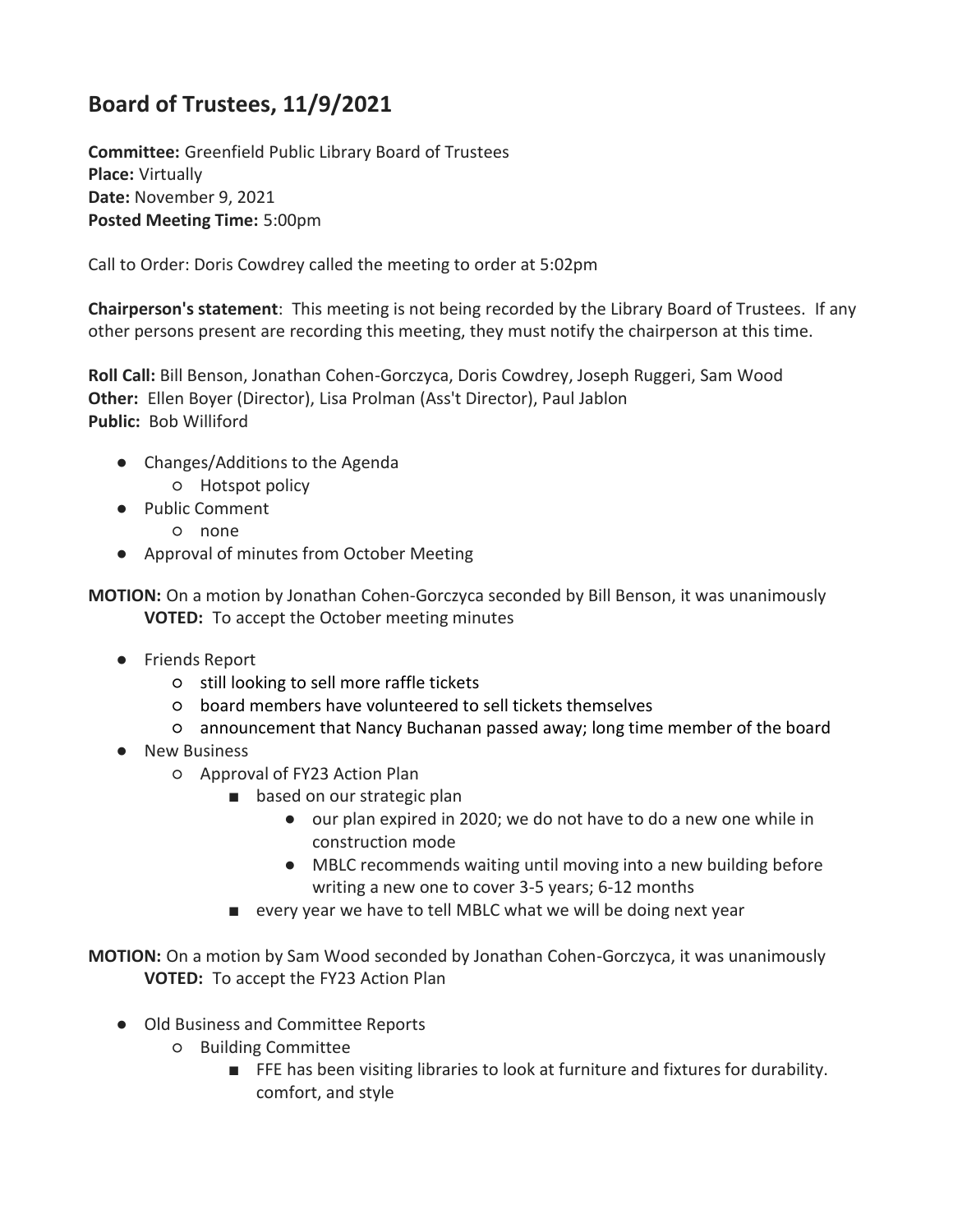## Board of Trustees, 11/9/2021

**Committee:** Greenfield Public Library Board of Trustees
**Place:** Virtually
**Date:** November 9, 2021
**Posted Meeting Time:** 5:00pm

Call to Order: Doris Cowdrey called the meeting to order at 5:02pm

**Chairperson's statement**: This meeting is not being recorded by the Library Board of Trustees. If any other persons present are recording this meeting, they must notify the chairperson at this time.

**Roll Call:** Bill Benson, Jonathan Cohen-Gorczyca, Doris Cowdrey, Joseph Ruggeri, Sam Wood
**Other:** Ellen Boyer (Director), Lisa Prolman (Ass't Director), Paul Jablon
**Public:** Bob Williford

- Changes/Additions to the Agenda
  - Hotspot policy
- Public Comment
  - none
- Approval of minutes from October Meeting

**MOTION:** On a motion by Jonathan Cohen-Gorczyca seconded by Bill Benson, it was unanimously
**VOTED:** To accept the October meeting minutes

- Friends Report
  - still looking to sell more raffle tickets
  - board members have volunteered to sell tickets themselves
  - announcement that Nancy Buchanan passed away; long time member of the board
- New Business
  - Approval of FY23 Action Plan
    - based on our strategic plan
      - our plan expired in 2020; we do not have to do a new one while in construction mode
      - MBLC recommends waiting until moving into a new building before writing a new one to cover 3-5 years; 6-12 months
    - every year we have to tell MBLC what we will be doing next year

**MOTION:** On a motion by Sam Wood seconded by Jonathan Cohen-Gorczyca, it was unanimously
**VOTED:** To accept the FY23 Action Plan

- Old Business and Committee Reports
  - Building Committee
    - FFE has been visiting libraries to look at furniture and fixtures for durability. comfort, and style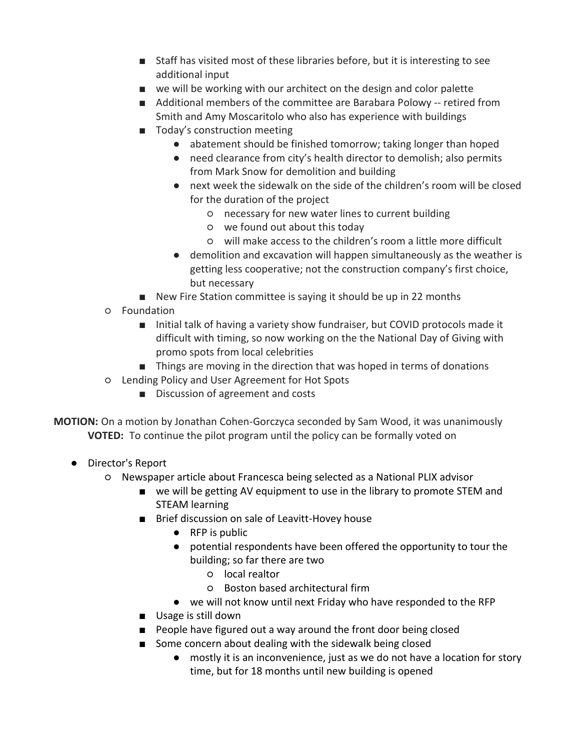- Staff has visited most of these libraries before, but it is interesting to see additional input
        - we will be working with our architect on the design and color palette
        - Additional members of the committee are Barabara Polowy -- retired from Smith and Amy Moscaritolo who also has experience with buildings
        - Today's construction meeting
            - abatement should be finished tomorrow; taking longer than hoped
            - need clearance from city's health director to demolish; also permits from Mark Snow for demolition and building
            - next week the sidewalk on the side of the children's room will be closed for the duration of the project
                - necessary for new water lines to current building
                - we found out about this today
                - will make access to the children's room a little more difficult
            - demolition and excavation will happen simultaneously as the weather is getting less cooperative; not the construction company's first choice, but necessary
        - New Fire Station committee is saying it should be up in 22 months
    - Foundation
        - Initial talk of having a variety show fundraiser, but COVID protocols made it difficult with timing, so now working on the the National Day of Giving with promo spots from local celebrities
        - Things are moving in the direction that was hoped in terms of donations
    - Lending Policy and User Agreement for Hot Spots
        - Discussion of agreement and costs

**MOTION:** On a motion by Jonathan Cohen-Gorczyca seconded by Sam Wood, it was unanimously **VOTED:** To continue the pilot program until the policy can be formally voted on

- Director's Report
    - Newspaper article about Francesca being selected as a National PLIX advisor
        - we will be getting AV equipment to use in the library to promote STEM and STEAM learning
        - Brief discussion on sale of Leavitt-Hovey house
            - RFP is public
            - potential respondents have been offered the opportunity to tour the building; so far there are two
                - local realtor
                - Boston based architectural firm
            - we will not know until next Friday who have responded to the RFP
        - Usage is still down
        - People have figured out a way around the front door being closed
        - Some concern about dealing with the sidewalk being closed
            - mostly it is an inconvenience, just as we do not have a location for story time, but for 18 months until new building is opened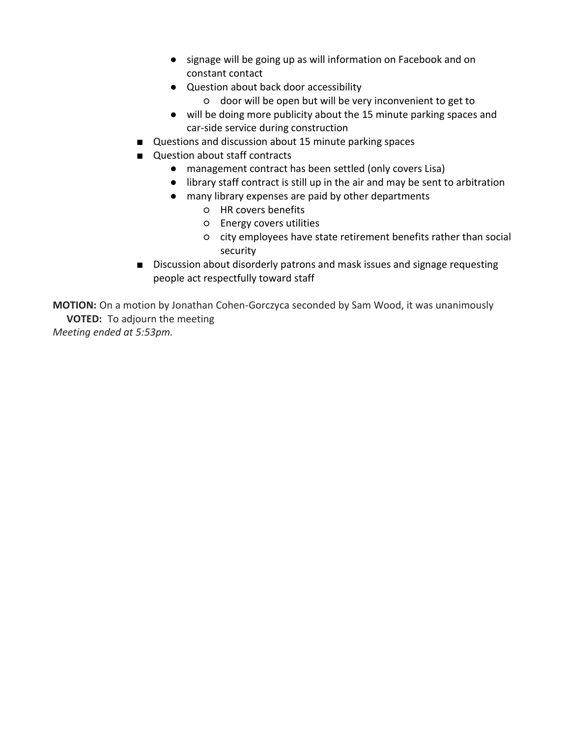- signage will be going up as will information on Facebook and on constant contact
        - Question about back door accessibility
            - door will be open but will be very inconvenient to get to
        - will be doing more publicity about the 15 minute parking spaces and car-side service during construction
    - Questions and discussion about 15 minute parking spaces
    - Question about staff contracts
        - management contract has been settled (only covers Lisa)
        - library staff contract is still up in the air and may be sent to arbitration
        - many library expenses are paid by other departments
            - HR covers benefits
            - Energy covers utilities
            - city employees have state retirement benefits rather than social security
    - Discussion about disorderly patrons and mask issues and signage requesting people act respectfully toward staff

**MOTION:** On a motion by Jonathan Cohen-Gorczyca seconded by Sam Wood, it was unanimously
**VOTED:** To adjourn the meeting
*Meeting ended at 5:53pm.*